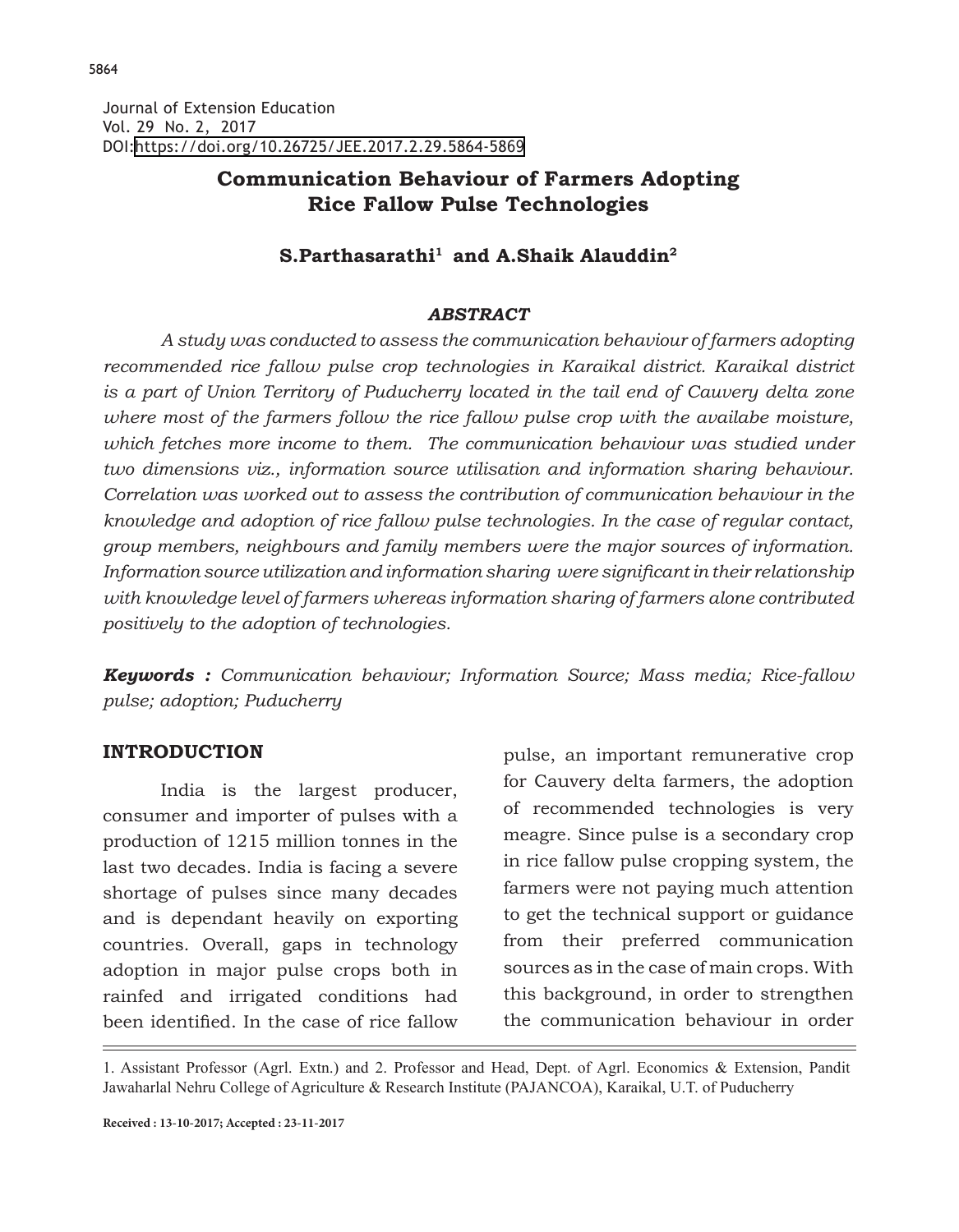Journal of Extension Education
Vol. 29 No. 2, 2017
DOI:https://doi.org/10.26725/JEE.2017.2.29.5864-5869

# Communication Behaviour of Farmers Adopting Rice Fallow Pulse Technologies

**S.Parthasarathi[1] and A.Shaik Alauddin[2]**

### *ABSTRACT*

*A study was conducted to assess the communication behaviour of farmers adopting recommended rice fallow pulse crop technologies in Karaikal district. Karaikal district is a part of Union Territory of Puducherry located in the tail end of Cauvery delta zone where most of the farmers follow the rice fallow pulse crop with the availabe moisture, which fetches more income to them. The communication behaviour was studied under two dimensions viz., information source utilisation and information sharing behaviour. Correlation was worked out to assess the contribution of communication behaviour in the knowledge and adoption of rice fallow pulse technologies. In the case of regular contact, group members, neighbours and family members were the major sources of information. Information source utilization and information sharing were significant in their relationship with knowledge level of farmers whereas information sharing of farmers alone contributed positively to the adoption of technologies.*

***Keywords :*** *Communication behaviour; Information Source; Mass media; Rice-fallow pulse; adoption; Puducherry*

## INTRODUCTION

India is the largest producer, consumer and importer of pulses with a production of 1215 million tonnes in the last two decades. India is facing a severe shortage of pulses since many decades and is dependant heavily on exporting countries. Overall, gaps in technology adoption in major pulse crops both in rainfed and irrigated conditions had been identified. In the case of rice fallow pulse, an important remunerative crop for Cauvery delta farmers, the adoption of recommended technologies is very meagre. Since pulse is a secondary crop in rice fallow pulse cropping system, the farmers were not paying much attention to get the technical support or guidance from their preferred communication sources as in the case of main crops. With this background, in order to strengthen the communication behaviour in order

1. Assistant Professor (Agrl. Extn.) and 2. Professor and Head, Dept. of Agrl. Economics & Extension, Pandit Jawaharlal Nehru College of Agriculture & Research Institute (PAJANCOA), Karaikal, U.T. of Puducherry

**Received : 13-10-2017; Accepted : 23-11-2017**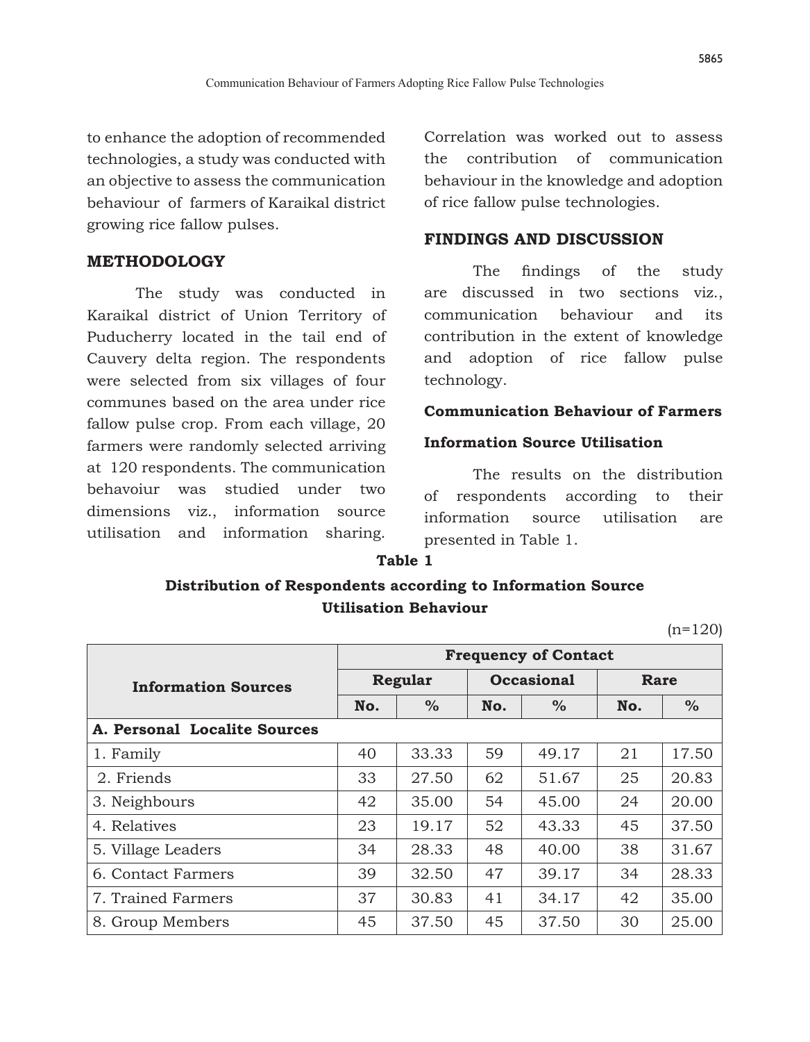to enhance the adoption of recommended technologies, a study was conducted with an objective to assess the communication behaviour of farmers of Karaikal district growing rice fallow pulses.

## METHODOLOGY

The study was conducted in Karaikal district of Union Territory of Puducherry located in the tail end of Cauvery delta region. The respondents were selected from six villages of four communes based on the area under rice fallow pulse crop. From each village, 20 farmers were randomly selected arriving at 120 respondents. The communication behavoiur was studied under two dimensions viz., information source utilisation and information sharing. Correlation was worked out to assess the contribution of communication behaviour in the knowledge and adoption of rice fallow pulse technologies.

## FINDINGS AND DISCUSSION

The findings of the study are discussed in two sections viz., communication behaviour and its contribution in the extent of knowledge and adoption of rice fallow pulse technology.

### Communication Behaviour of Farmers

#### Information Source Utilisation

The results on the distribution of respondents according to their information source utilisation are presented in Table 1.

**Table 1**

**Distribution of Respondents according to Information Source Utilisation Behaviour**

(n=120)

| Information Sources | Frequency of Contact | | | | | |
|---|---|---|---|---|---|---|
| | Regular | | Occasional | | Rare | |
| | No. | % | No. | % | No. | % |
| **A. Personal Localite Sources** | | | | | | |
| 1. Family | 40 | 33.33 | 59 | 49.17 | 21 | 17.50 |
| 2. Friends | 33 | 27.50 | 62 | 51.67 | 25 | 20.83 |
| 3. Neighbours | 42 | 35.00 | 54 | 45.00 | 24 | 20.00 |
| 4. Relatives | 23 | 19.17 | 52 | 43.33 | 45 | 37.50 |
| 5. Village Leaders | 34 | 28.33 | 48 | 40.00 | 38 | 31.67 |
| 6. Contact Farmers | 39 | 32.50 | 47 | 39.17 | 34 | 28.33 |
| 7. Trained Farmers | 37 | 30.83 | 41 | 34.17 | 42 | 35.00 |
| 8. Group Members | 45 | 37.50 | 45 | 37.50 | 30 | 25.00 |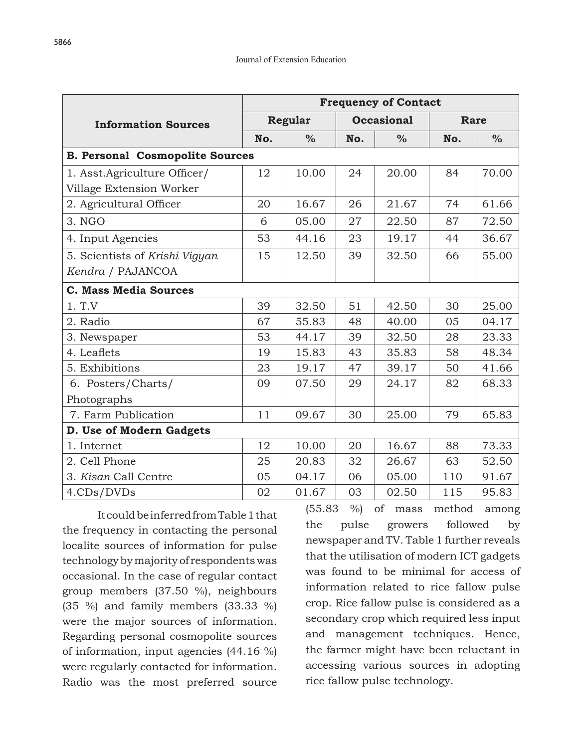| Information Sources | Frequency of Contact | | | | | |
|---|---|---|---|---|---|---|
| | Regular | | Occasional | | Rare | |
| | No. | % | No. | % | No. | % |
| **B. Personal Cosmopolite Sources** | | | | | | |
| 1. Asst.Agriculture Officer/ Village Extension Worker | 12 | 10.00 | 24 | 20.00 | 84 | 70.00 |
| 2. Agricultural Officer | 20 | 16.67 | 26 | 21.67 | 74 | 61.66 |
| 3. NGO | 6 | 05.00 | 27 | 22.50 | 87 | 72.50 |
| 4. Input Agencies | 53 | 44.16 | 23 | 19.17 | 44 | 36.67 |
| 5. Scientists of *Krishi Vigyan Kendra* / PAJANCOA | 15 | 12.50 | 39 | 32.50 | 66 | 55.00 |
| **C. Mass Media Sources** | | | | | | |
| 1. T.V | 39 | 32.50 | 51 | 42.50 | 30 | 25.00 |
| 2. Radio | 67 | 55.83 | 48 | 40.00 | 05 | 04.17 |
| 3. Newspaper | 53 | 44.17 | 39 | 32.50 | 28 | 23.33 |
| 4. Leaflets | 19 | 15.83 | 43 | 35.83 | 58 | 48.34 |
| 5. Exhibitions | 23 | 19.17 | 47 | 39.17 | 50 | 41.66 |
| 6. Posters/Charts/ Photographs | 09 | 07.50 | 29 | 24.17 | 82 | 68.33 |
| 7. Farm Publication | 11 | 09.67 | 30 | 25.00 | 79 | 65.83 |
| **D. Use of Modern Gadgets** | | | | | | |
| 1. Internet | 12 | 10.00 | 20 | 16.67 | 88 | 73.33 |
| 2. Cell Phone | 25 | 20.83 | 32 | 26.67 | 63 | 52.50 |
| 3. *Kisan* Call Centre | 05 | 04.17 | 06 | 05.00 | 110 | 91.67 |
| 4.CDs/DVDs | 02 | 01.67 | 03 | 02.50 | 115 | 95.83 |

It could be inferred from Table 1 that the frequency in contacting the personal localite sources of information for pulse technology by majority of respondents was occasional. In the case of regular contact group members (37.50 %), neighbours (35 %) and family members (33.33 %) were the major sources of information. Regarding personal cosmopolite sources of information, input agencies (44.16 %) were regularly contacted for information. Radio was the most preferred source (55.83 %) of mass method among the pulse growers followed by newspaper and TV. Table 1 further reveals that the utilisation of modern ICT gadgets was found to be minimal for access of information related to rice fallow pulse crop. Rice fallow pulse is considered as a secondary crop which required less input and management techniques. Hence, the farmer might have been reluctant in accessing various sources in adopting rice fallow pulse technology.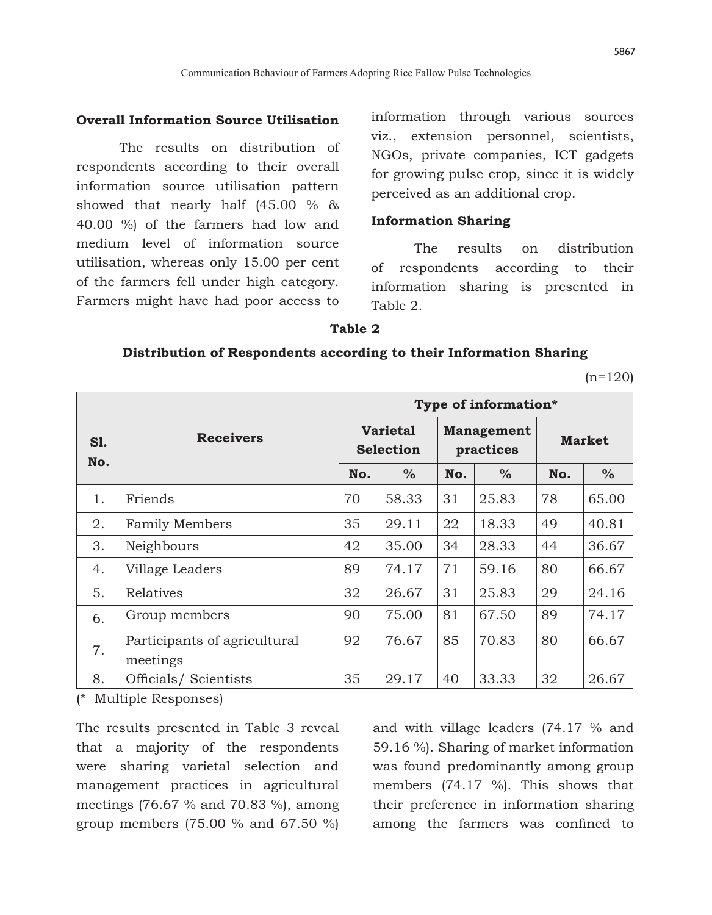## Overall Information Source Utilisation

The results on distribution of respondents according to their overall information source utilisation pattern showed that nearly half (45.00 % & 40.00 %) of the farmers had low and medium level of information source utilisation, whereas only 15.00 per cent of the farmers fell under high category. Farmers might have had poor access to information through various sources viz., extension personnel, scientists, NGOs, private companies, ICT gadgets for growing pulse crop, since it is widely perceived as an additional crop.

## Information Sharing

The results on distribution of respondents according to their information sharing is presented in Table 2.

**Table 2**

**Distribution of Respondents according to their Information Sharing**

(n=120)

| Sl. No. | Receivers | Type of information* | | | | | |
|---|---|---|---|---|---|---|---|
| | | Varietal Selection | | Management practices | | Market | |
| | | No. | % | No. | % | No. | % |
| 1. | Friends | 70 | 58.33 | 31 | 25.83 | 78 | 65.00 |
| 2. | Family Members | 35 | 29.11 | 22 | 18.33 | 49 | 40.81 |
| 3. | Neighbours | 42 | 35.00 | 34 | 28.33 | 44 | 36.67 |
| 4. | Village Leaders | 89 | 74.17 | 71 | 59.16 | 80 | 66.67 |
| 5. | Relatives | 32 | 26.67 | 31 | 25.83 | 29 | 24.16 |
| 6. | Group members | 90 | 75.00 | 81 | 67.50 | 89 | 74.17 |
| 7. | Participants of agricultural meetings | 92 | 76.67 | 85 | 70.83 | 80 | 66.67 |
| 8. | Officials/ Scientists | 35 | 29.17 | 40 | 33.33 | 32 | 26.67 |

(* Multiple Responses)

The results presented in Table 3 reveal that a majority of the respondents were sharing varietal selection and management practices in agricultural meetings (76.67 % and 70.83 %), among group members (75.00 % and 67.50 %) and with village leaders (74.17 % and 59.16 %). Sharing of market information was found predominantly among group members (74.17 %). This shows that their preference in information sharing among the farmers was confined to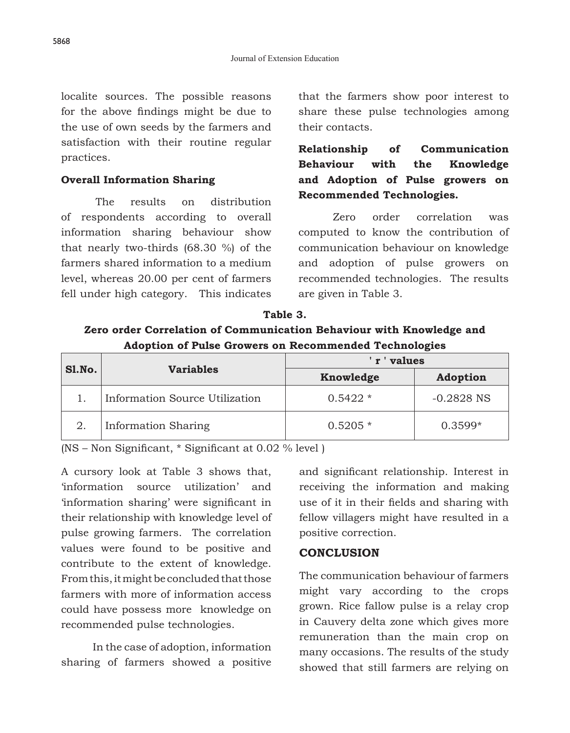localite sources. The possible reasons for the above findings might be due to the use of own seeds by the farmers and satisfaction with their routine regular practices.

**Overall Information Sharing**

The results on distribution of respondents according to overall information sharing behaviour show that nearly two-thirds (68.30 %) of the farmers shared information to a medium level, whereas 20.00 per cent of farmers fell under high category. This indicates that the farmers show poor interest to share these pulse technologies among their contacts.

**Relationship of Communication Behaviour with the Knowledge and Adoption of Pulse growers on Recommended Technologies.**

Zero order correlation was computed to know the contribution of communication behaviour on knowledge and adoption of pulse growers on recommended technologies. The results are given in Table 3.

**Table 3.**
**Zero order Correlation of Communication Behaviour with Knowledge and Adoption of Pulse Growers on Recommended Technologies**

| Sl.No. | Variables | ' r ' values | |
|---|---|---|---|
| | | Knowledge | Adoption |
| 1. | Information Source Utilization | 0.5422 * | -0.2828 NS |
| 2. | Information Sharing | 0.5205 * | 0.3599* |

(NS – Non Significant, * Significant at 0.02 % level )

A cursory look at Table 3 shows that, 'information source utilization' and 'information sharing' were significant in their relationship with knowledge level of pulse growing farmers. The correlation values were found to be positive and contribute to the extent of knowledge. From this, it might be concluded that those farmers with more of information access could have possess more knowledge on recommended pulse technologies.

In the case of adoption, information sharing of farmers showed a positive and significant relationship. Interest in receiving the information and making use of it in their fields and sharing with fellow villagers might have resulted in a positive correction.

## CONCLUSION

The communication behaviour of farmers might vary according to the crops grown. Rice fallow pulse is a relay crop in Cauvery delta zone which gives more remuneration than the main crop on many occasions. The results of the study showed that still farmers are relying on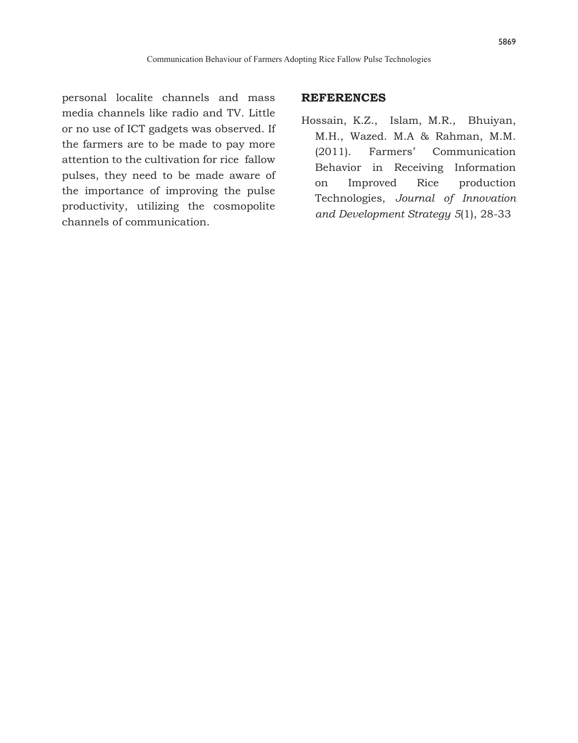personal localite channels and mass media channels like radio and TV. Little or no use of ICT gadgets was observed. If the farmers are to be made to pay more attention to the cultivation for rice fallow pulses, they need to be made aware of the importance of improving the pulse productivity, utilizing the cosmopolite channels of communication.

## REFERENCES

Hossain, K.Z., Islam, M.R., Bhuiyan, M.H., Wazed. M.A & Rahman, M.M. (2011). Farmers' Communication Behavior in Receiving Information on Improved Rice production Technologies, *Journal of Innovation and Development Strategy 5*(1), 28-33